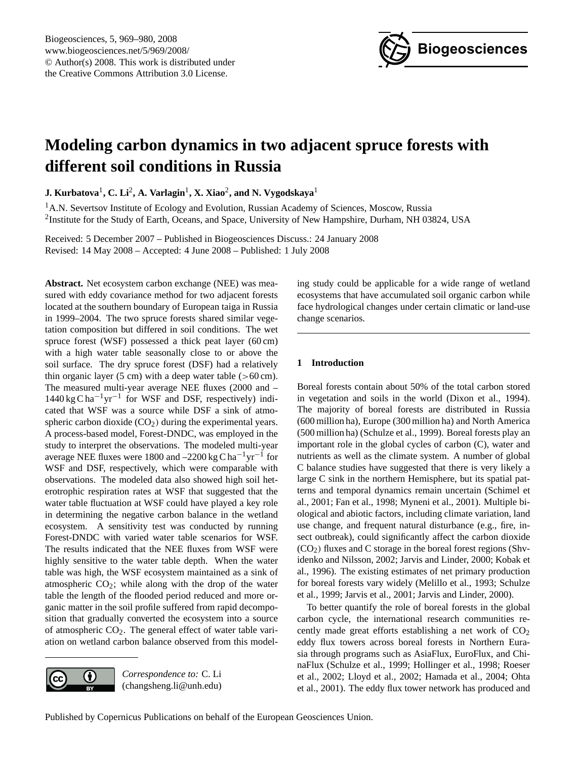# Modeling carbon dynamics in two adjacent spruce forests with different soil conditions in Russia

**J. Kurbatova[1], C. Li[2], A. Varlagin[1], X. Xiao[2], and N. Vygodskaya[1]**

[1]A.N. Severtsov Institute of Ecology and Evolution, Russian Academy of Sciences, Moscow, Russia

[2]Institute for the Study of Earth, Oceans, and Space, University of New Hampshire, Durham, NH 03824, USA

Received: 5 December 2007 – Published in Biogeosciences Discuss.: 24 January 2008

Revised: 14 May 2008 – Accepted: 4 June 2008 – Published: 1 July 2008

**Abstract.** Net ecosystem carbon exchange (NEE) was measured with eddy covariance method for two adjacent forests located at the southern boundary of European taiga in Russia in 1999–2004. The two spruce forests shared similar vegetation composition but differed in soil conditions. The wet spruce forest (WSF) possessed a thick peat layer (60 cm) with a high water table seasonally close to or above the soil surface. The dry spruce forest (DSF) had a relatively thin organic layer (5 cm) with a deep water table (>60 cm). The measured multi-year average NEE fluxes (2000 and –1440 kg C ha$^{-1}$yr$^{-1}$ for WSF and DSF, respectively) indicated that WSF was a source while DSF a sink of atmospheric carbon dioxide ($CO_2$) during the experimental years. A process-based model, Forest-DNDC, was employed in the study to interpret the observations. The modeled multi-year average NEE fluxes were 1800 and –2200 kg C ha$^{-1}$yr$^{-1}$ for WSF and DSF, respectively, which were comparable with observations. The modeled data also showed high soil heterotrophic respiration rates at WSF that suggested that the water table fluctuation at WSF could have played a key role in determining the negative carbon balance in the wetland ecosystem. A sensitivity test was conducted by running Forest-DNDC with varied water table scenarios for WSF. The results indicated that the NEE fluxes from WSF were highly sensitive to the water table depth. When the water table was high, the WSF ecosystem maintained as a sink of atmospheric $CO_2$; while along with the drop of the water table the length of the flooded period reduced and more organic matter in the soil profile suffered from rapid decomposition that gradually converted the ecosystem into a source of atmospheric $CO_2$. The general effect of water table variation on wetland carbon balance observed from this modeling study could be applicable for a wide range of wetland ecosystems that have accumulated soil organic carbon while face hydrological changes under certain climatic or land-use change scenarios.

*Correspondence to:* C. Li (changsheng.li@unh.edu)

## 1 Introduction

Boreal forests contain about 50% of the total carbon stored in vegetation and soils in the world (Dixon et al., 1994). The majority of boreal forests are distributed in Russia (600 million ha), Europe (300 million ha) and North America (500 million ha) (Schulze et al., 1999). Boreal forests play an important role in the global cycles of carbon (C), water and nutrients as well as the climate system. A number of global C balance studies have suggested that there is very likely a large C sink in the northern Hemisphere, but its spatial patterns and temporal dynamics remain uncertain (Schimel et al., 2001; Fan et al., 1998; Myneni et al., 2001). Multiple biological and abiotic factors, including climate variation, land use change, and frequent natural disturbance (e.g., fire, insect outbreak), could significantly affect the carbon dioxide ($CO_2$) fluxes and C storage in the boreal forest regions (Shvidenko and Nilsson, 2002; Jarvis and Linder, 2000; Kobak et al., 1996). The existing estimates of net primary production for boreal forests vary widely (Melillo et al., 1993; Schulze et al., 1999; Jarvis et al., 2001; Jarvis and Linder, 2000).

To better quantify the role of boreal forests in the global carbon cycle, the international research communities recently made great efforts establishing a net work of $CO_2$ eddy flux towers across boreal forests in Northern Eurasia through programs such as AsiaFlux, EuroFlux, and ChinaFlux (Schulze et al., 1999; Hollinger et al., 1998; Roeser et al., 2002; Lloyd et al., 2002; Hamada et al., 2004; Ohta et al., 2001). The eddy flux tower network has produced and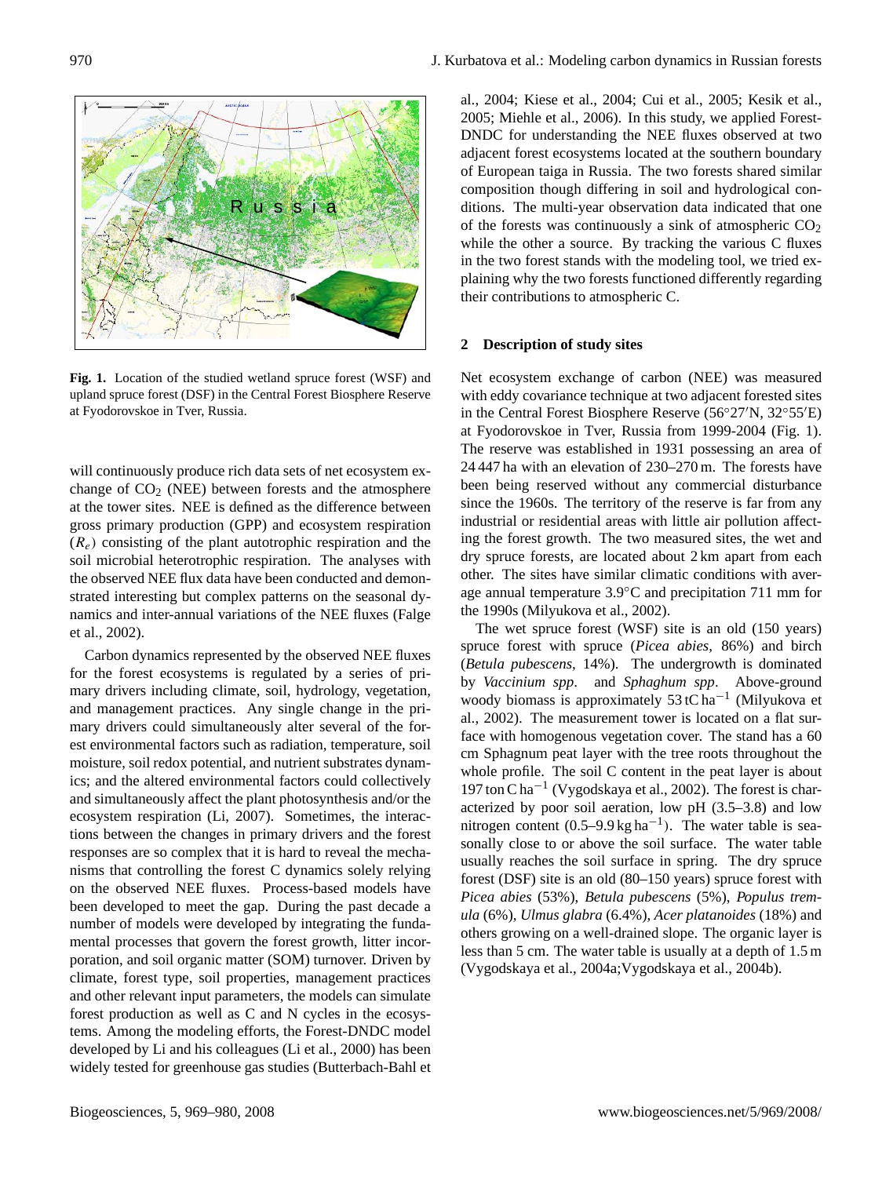Fig. 1. Location of the studied wetland spruce forest (WSF) and upland spruce forest (DSF) in the Central Forest Biosphere Reserve at Fyodorovskoe in Tver, Russia.

will continuously produce rich data sets of net ecosystem exchange of $CO_2$ (NEE) between forests and the atmosphere at the tower sites. NEE is defined as the difference between gross primary production (GPP) and ecosystem respiration ($R_e$) consisting of the plant autotrophic respiration and the soil microbial heterotrophic respiration. The analyses with the observed NEE flux data have been conducted and demonstrated interesting but complex patterns on the seasonal dynamics and inter-annual variations of the NEE fluxes (Falge et al., 2002).

Carbon dynamics represented by the observed NEE fluxes for the forest ecosystems is regulated by a series of primary drivers including climate, soil, hydrology, vegetation, and management practices. Any single change in the primary drivers could simultaneously alter several of the forest environmental factors such as radiation, temperature, soil moisture, soil redox potential, and nutrient substrates dynamics; and the altered environmental factors could collectively and simultaneously affect the plant photosynthesis and/or the ecosystem respiration (Li, 2007). Sometimes, the interactions between the changes in primary drivers and the forest responses are so complex that it is hard to reveal the mechanisms that controlling the forest C dynamics solely relying on the observed NEE fluxes. Process-based models have been developed to meet the gap. During the past decade a number of models were developed by integrating the fundamental processes that govern the forest growth, litter incorporation, and soil organic matter (SOM) turnover. Driven by climate, forest type, soil properties, management practices and other relevant input parameters, the models can simulate forest production as well as C and N cycles in the ecosystems. Among the modeling efforts, the Forest-DNDC model developed by Li and his colleagues (Li et al., 2000) has been widely tested for greenhouse gas studies (Butterbach-Bahl et al., 2004; Kiese et al., 2004; Cui et al., 2005; Kesik et al., 2005; Miehle et al., 2006). In this study, we applied Forest-DNDC for understanding the NEE fluxes observed at two adjacent forest ecosystems located at the southern boundary of European taiga in Russia. The two forests shared similar composition though differing in soil and hydrological conditions. The multi-year observation data indicated that one of the forests was continuously a sink of atmospheric $CO_2$ while the other a source. By tracking the various C fluxes in the two forest stands with the modeling tool, we tried explaining why the two forests functioned differently regarding their contributions to atmospheric C.

## 2 Description of study sites

Net ecosystem exchange of carbon (NEE) was measured with eddy covariance technique at two adjacent forested sites in the Central Forest Biosphere Reserve (56°27′N, 32°55′E) at Fyodorovskoe in Tver, Russia from 1999-2004 (Fig. 1). The reserve was established in 1931 possessing an area of 24 447 ha with an elevation of 230–270 m. The forests have been being reserved without any commercial disturbance since the 1960s. The territory of the reserve is far from any industrial or residential areas with little air pollution affecting the forest growth. The two measured sites, the wet and dry spruce forests, are located about 2 km apart from each other. The sites have similar climatic conditions with average annual temperature 3.9°C and precipitation 711 mm for the 1990s (Milyukova et al., 2002).

The wet spruce forest (WSF) site is an old (150 years) spruce forest with spruce (*Picea abies,* 86%) and birch (*Betula pubescens,* 14%). The undergrowth is dominated by *Vaccinium spp*. and *Sphaghum spp*. Above-ground woody biomass is approximately 53 tC ha$^{-1}$ (Milyukova et al., 2002). The measurement tower is located on a flat surface with homogenous vegetation cover. The stand has a 60 cm Sphagnum peat layer with the tree roots throughout the whole profile. The soil C content in the peat layer is about 197 ton C ha$^{-1}$ (Vygodskaya et al., 2002). The forest is characterized by poor soil aeration, low pH (3.5–3.8) and low nitrogen content (0.5–9.9 kg ha$^{-1}$). The water table is seasonally close to or above the soil surface. The water table usually reaches the soil surface in spring. The dry spruce forest (DSF) site is an old (80–150 years) spruce forest with *Picea abies* (53%), *Betula pubescens* (5%), *Populus tremula* (6%), *Ulmus glabra* (6.4%), *Acer platanoides* (18%) and others growing on a well-drained slope. The organic layer is less than 5 cm. The water table is usually at a depth of 1.5 m (Vygodskaya et al., 2004a;Vygodskaya et al., 2004b).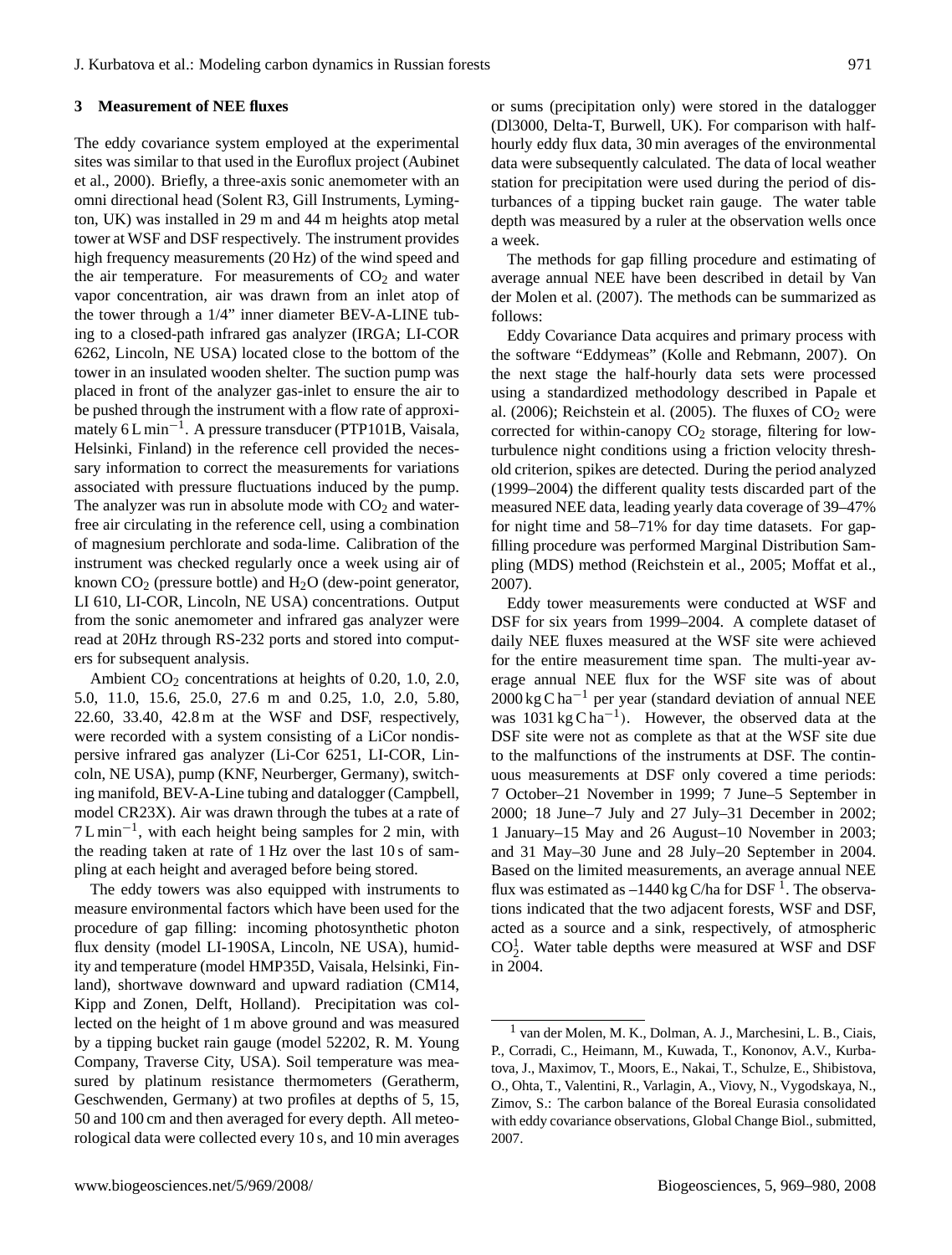## 3 Measurement of NEE fluxes

The eddy covariance system employed at the experimental sites was similar to that used in the Euroflux project (Aubinet et al., 2000). Briefly, a three-axis sonic anemometer with an omni directional head (Solent R3, Gill Instruments, Lymington, UK) was installed in 29 m and 44 m heights atop metal tower at WSF and DSF respectively. The instrument provides high frequency measurements (20 Hz) of the wind speed and the air temperature. For measurements of $CO_2$ and water vapor concentration, air was drawn from an inlet atop of the tower through a 1/4" inner diameter BEV-A-LINE tubing to a closed-path infrared gas analyzer (IRGA; LI-COR 6262, Lincoln, NE USA) located close to the bottom of the tower in an insulated wooden shelter. The suction pump was placed in front of the analyzer gas-inlet to ensure the air to be pushed through the instrument with a flow rate of approximately 6 L $min^{-1}$. A pressure transducer (PTP101B, Vaisala, Helsinki, Finland) in the reference cell provided the necessary information to correct the measurements for variations associated with pressure fluctuations induced by the pump. The analyzer was run in absolute mode with $CO_2$ and water-free air circulating in the reference cell, using a combination of magnesium perchlorate and soda-lime. Calibration of the instrument was checked regularly once a week using air of known $CO_2$ (pressure bottle) and $H_2O$ (dew-point generator, LI 610, LI-COR, Lincoln, NE USA) concentrations. Output from the sonic anemometer and infrared gas analyzer were read at 20Hz through RS-232 ports and stored into computers for subsequent analysis.

Ambient $CO_2$ concentrations at heights of 0.20, 1.0, 2.0, 5.0, 11.0, 15.6, 25.0, 27.6 m and 0.25, 1.0, 2.0, 5.80, 22.60, 33.40, 42.8 m at the WSF and DSF, respectively, were recorded with a system consisting of a LiCor nondispersive infrared gas analyzer (Li-Cor 6251, LI-COR, Lincoln, NE USA), pump (KNF, Neurberger, Germany), switching manifold, BEV-A-Line tubing and datalogger (Campbell, model CR23X). Air was drawn through the tubes at a rate of 7 L $min^{-1}$, with each height being samples for 2 min, with the reading taken at rate of 1 Hz over the last 10 s of sampling at each height and averaged before being stored.

The eddy towers was also equipped with instruments to measure environmental factors which have been used for the procedure of gap filling: incoming photosynthetic photon flux density (model LI-190SA, Lincoln, NE USA), humidity and temperature (model HMP35D, Vaisala, Helsinki, Finland), shortwave downward and upward radiation (CM14, Kipp and Zonen, Delft, Holland). Precipitation was collected on the height of 1 m above ground and was measured by a tipping bucket rain gauge (model 52202, R. M. Young Company, Traverse City, USA). Soil temperature was measured by platinum resistance thermometers (Geratherm, Geschwenden, Germany) at two profiles at depths of 5, 15, 50 and 100 cm and then averaged for every depth. All meteorological data were collected every 10 s, and 10 min averages or sums (precipitation only) were stored in the datalogger (Dl3000, Delta-T, Burwell, UK). For comparison with half-hourly eddy flux data, 30 min averages of the environmental data were subsequently calculated. The data of local weather station for precipitation were used during the period of disturbances of a tipping bucket rain gauge. The water table depth was measured by a ruler at the observation wells once a week.

The methods for gap filling procedure and estimating of average annual NEE have been described in detail by Van der Molen et al. (2007). The methods can be summarized as follows:

Eddy Covariance Data acquires and primary process with the software "Eddymeas" (Kolle and Rebmann, 2007). On the next stage the half-hourly data sets were processed using a standardized methodology described in Papale et al. (2006); Reichstein et al. (2005). The fluxes of $CO_2$ were corrected for within-canopy $CO_2$ storage, filtering for low-turbulence night conditions using a friction velocity threshold criterion, spikes are detected. During the period analyzed (1999–2004) the different quality tests discarded part of the measured NEE data, leading yearly data coverage of 39–47% for night time and 58–71% for day time datasets. For gap-filling procedure was performed Marginal Distribution Sampling (MDS) method (Reichstein et al., 2005; Moffat et al., 2007).

Eddy tower measurements were conducted at WSF and DSF for six years from 1999–2004. A complete dataset of daily NEE fluxes measured at the WSF site were achieved for the entire measurement time span. The multi-year average annual NEE flux for the WSF site was of about 2000 kg C $ha^{-1}$ per year (standard deviation of annual NEE was 1031 kg C $ha^{-1}$). However, the observed data at the DSF site were not as complete as that at the WSF site due to the malfunctions of the instruments at DSF. The continuous measurements at DSF only covered a time periods: 7 October–21 November in 1999; 7 June–5 September in 2000; 18 June–7 July and 27 July–31 December in 2002; 1 January–15 May and 26 August–10 November in 2003; and 31 May–30 June and 28 July–20 September in 2004. Based on the limited measurements, an average annual NEE flux was estimated as –1440 kg C/ha for DSF [1]. The observations indicated that the two adjacent forests, WSF and DSF, acted as a source and a sink, respectively, of atmospheric $CO_2$[1]. Water table depths were measured at WSF and DSF in 2004.

[1] van der Molen, M. K., Dolman, A. J., Marchesini, L. B., Ciais, P., Corradi, C., Heimann, M., Kuwada, T., Kononov, A.V., Kurbatova, J., Maximov, T., Moors, E., Nakai, T., Schulze, E., Shibistova, O., Ohta, T., Valentini, R., Varlagin, A., Viovy, N., Vygodskaya, N., Zimov, S.: The carbon balance of the Boreal Eurasia consolidated with eddy covariance observations, Global Change Biol., submitted, 2007.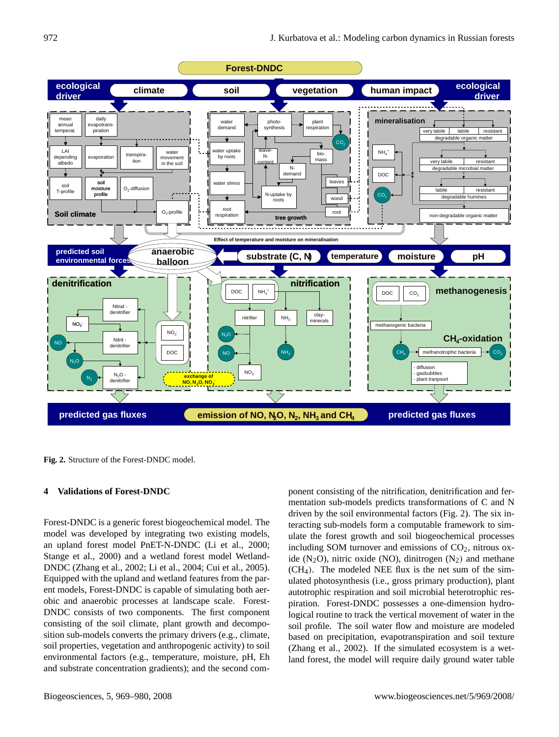**Fig. 2.** Structure of the Forest-DNDC model.

## 4 Validations of Forest-DNDC

Forest-DNDC is a generic forest biogeochemical model. The model was developed by integrating two existing models, an upland forest model PnET-N-DNDC (Li et al., 2000; Stange et al., 2000) and a wetland forest model Wetland-DNDC (Zhang et al., 2002; Li et al., 2004; Cui et al., 2005). Equipped with the upland and wetland features from the parent models, Forest-DNDC is capable of simulating both aerobic and anaerobic processes at landscape scale. Forest-DNDC consists of two components. The first component consisting of the soil climate, plant growth and decomposition sub-models converts the primary drivers (e.g., climate, soil properties, vegetation and anthropogenic activity) to soil environmental factors (e.g., temperature, moisture, pH, Eh and substrate concentration gradients); and the second component consisting of the nitrification, denitrification and fermentation sub-models predicts transformations of C and N driven by the soil environmental factors (Fig. 2). The six interacting sub-models form a computable framework to simulate the forest growth and soil biogeochemical processes including SOM turnover and emissions of $CO_2$, nitrous oxide ($N_2O$), nitric oxide (NO), dinitrogen ($N_2$) and methane ($CH_4$). The modeled NEE flux is the net sum of the simulated photosynthesis (i.e., gross primary production), plant autotrophic respiration and soil microbial heterotrophic respiration. Forest-DNDC possesses a one-dimension hydrological routine to track the vertical movement of water in the soil profile. The soil water flow and moisture are modeled based on precipitation, evapotranspiration and soil texture (Zhang et al., 2002). If the simulated ecosystem is a wetland forest, the model will require daily ground water table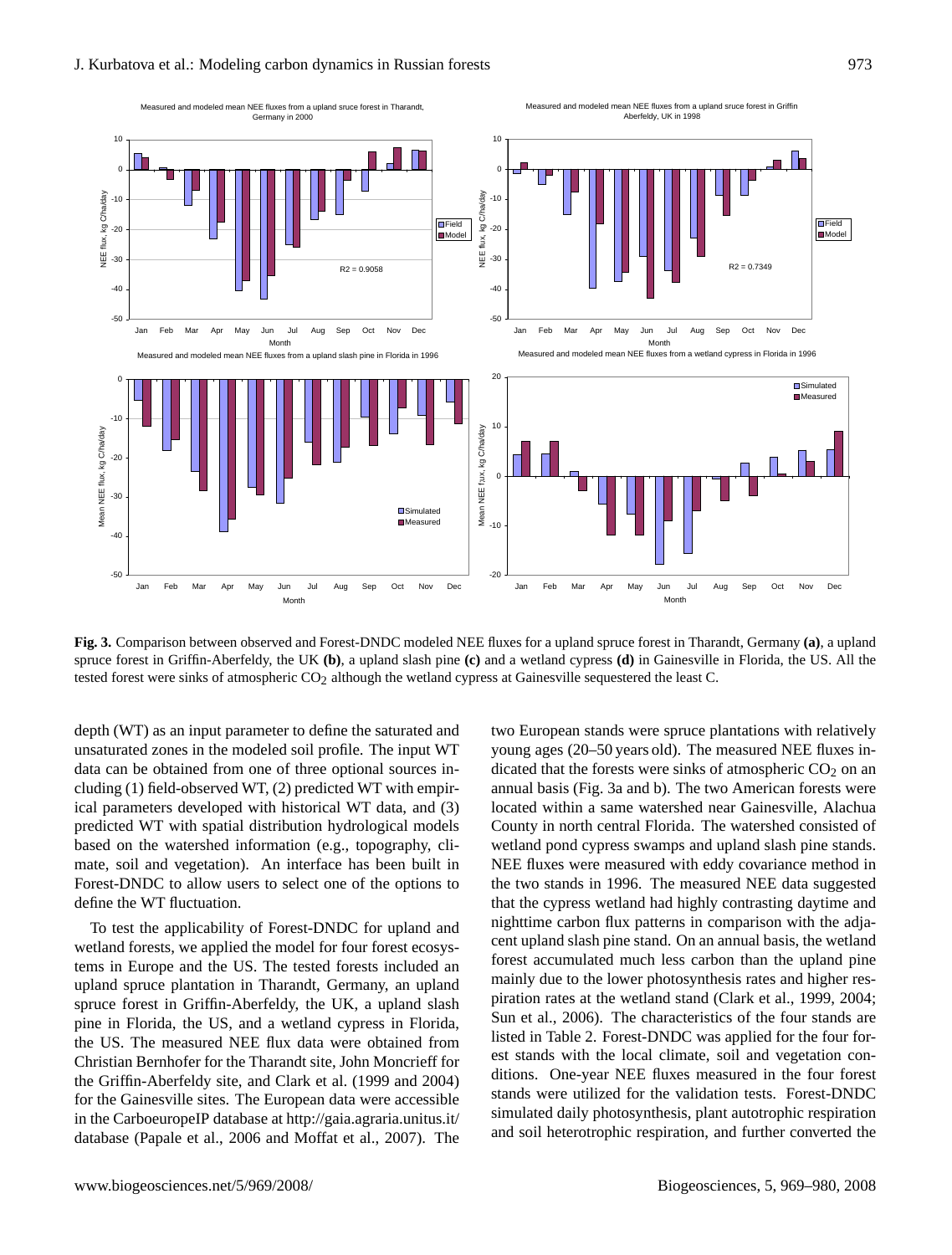Measured and modeled mean NEE fluxes from a upland sruce forest in Tharandt, Germany in 2000

NEE flux, kg C/ha/day

10
0
-10
-20
-30
-40
-50

Jan Feb Mar Apr May Jun Jul Aug Sep Oct Nov Dec

Month

Field
Model

R2 = 0.9058

Measured and modeled mean NEE fluxes from a upland sruce forest in Griffin Aberfeldy, UK in 1998

NEE flux, kg C/ha/day

10
0
-10
-20
-30
-40
-50

Jan Feb Mar Apr May Jun Jul Aug Sep Oct Nov Dec

Month

Field
Model

R2 = 0.7349

Measured and modeled mean NEE fluxes from a upland slash pine in Florida in 1996

Mean NEE flux, kg C/ha/day

0
-10
-20
-30
-40
-50

Jan Feb Mar Apr May Jun Jul Aug Sep Oct Nov Dec

Month

Simulated
Measured

Measured and modeled mean NEE fluxes from a wetland cypress in Florida in 1996

Mean NEE flux, kg C/ha/day

20
10
0
-10
-20

Jan Feb Mar Apr May Jun Jul Aug Sep Oct Nov Dec

Month

Simulated
Measured

**Fig. 3.** Comparison between observed and Forest-DNDC modeled NEE fluxes for a upland spruce forest in Tharandt, Germany **(a)**, a upland spruce forest in Griffin-Aberfeldy, the UK **(b)**, a upland slash pine **(c)** and a wetland cypress **(d)** in Gainesville in Florida, the US. All the tested forest were sinks of atmospheric $CO_2$ although the wetland cypress at Gainesville sequestered the least C.

depth (WT) as an input parameter to define the saturated and unsaturated zones in the modeled soil profile. The input WT data can be obtained from one of three optional sources including (1) field-observed WT, (2) predicted WT with empirical parameters developed with historical WT data, and (3) predicted WT with spatial distribution hydrological models based on the watershed information (e.g., topography, climate, soil and vegetation). An interface has been built in Forest-DNDC to allow users to select one of the options to define the WT fluctuation.

To test the applicability of Forest-DNDC for upland and wetland forests, we applied the model for four forest ecosystems in Europe and the US. The tested forests included an upland spruce plantation in Tharandt, Germany, an upland spruce forest in Griffin-Aberfeldy, the UK, a upland slash pine in Florida, the US, and a wetland cypress in Florida, the US. The measured NEE flux data were obtained from Christian Bernhofer for the Tharandt site, John Moncrieff for the Griffin-Aberfeldy site, and Clark et al. (1999 and 2004) for the Gainesville sites. The European data were accessible in the CarboeuropeIP database at http://gaia.agraria.unitus.it/database (Papale et al., 2006 and Moffat et al., 2007). The two European stands were spruce plantations with relatively young ages (20–50 years old). The measured NEE fluxes indicated that the forests were sinks of atmospheric $CO_2$ on an annual basis (Fig. 3a and b). The two American forests were located within a same watershed near Gainesville, Alachua County in north central Florida. The watershed consisted of wetland pond cypress swamps and upland slash pine stands. NEE fluxes were measured with eddy covariance method in the two stands in 1996. The measured NEE data suggested that the cypress wetland had highly contrasting daytime and nighttime carbon flux patterns in comparison with the adjacent upland slash pine stand. On an annual basis, the wetland forest accumulated much less carbon than the upland pine mainly due to the lower photosynthesis rates and higher respiration rates at the wetland stand (Clark et al., 1999, 2004; Sun et al., 2006). The characteristics of the four stands are listed in Table 2. Forest-DNDC was applied for the four forest stands with the local climate, soil and vegetation conditions. One-year NEE fluxes measured in the four forest stands were utilized for the validation tests. Forest-DNDC simulated daily photosynthesis, plant autotrophic respiration and soil heterotrophic respiration, and further converted the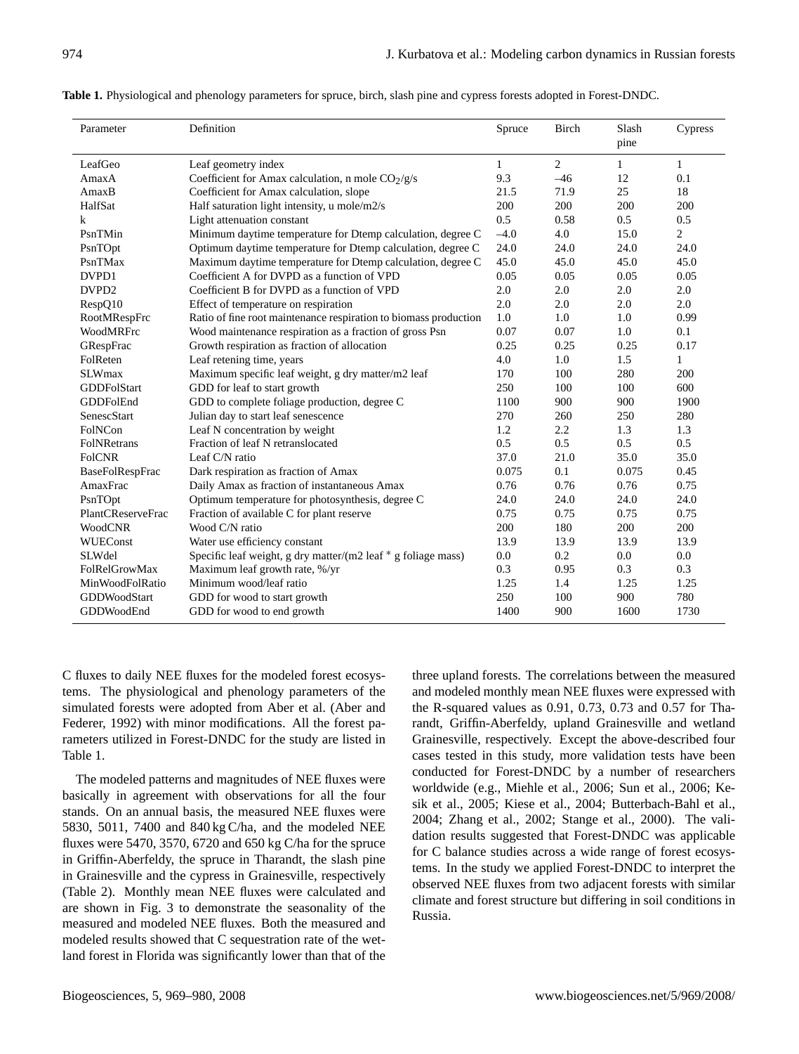**Table 1.** Physiological and phenology parameters for spruce, birch, slash pine and cypress forests adopted in Forest-DNDC.

| Parameter | Definition | Spruce | Birch | Slash pine | Cypress |
|---|---|---|---|---|---|
| LeafGeo | Leaf geometry index | 1 | 2 | 1 | 1 |
| AmaxA | Coefficient for Amax calculation, n mole $CO_2$/g/s | 9.3 | –46 | 12 | 0.1 |
| AmaxB | Coefficient for Amax calculation, slope | 21.5 | 71.9 | 25 | 18 |
| HalfSat | Half saturation light intensity, u mole/m2/s | 200 | 200 | 200 | 200 |
| k | Light attenuation constant | 0.5 | 0.58 | 0.5 | 0.5 |
| PsnTMin | Minimum daytime temperature for Dtemp calculation, degree C | –4.0 | 4.0 | 15.0 | 2 |
| PsnTOpt | Optimum daytime temperature for Dtemp calculation, degree C | 24.0 | 24.0 | 24.0 | 24.0 |
| PsnTMax | Maximum daytime temperature for Dtemp calculation, degree C | 45.0 | 45.0 | 45.0 | 45.0 |
| DVPD1 | Coefficient A for DVPD as a function of VPD | 0.05 | 0.05 | 0.05 | 0.05 |
| DVPD2 | Coefficient B for DVPD as a function of VPD | 2.0 | 2.0 | 2.0 | 2.0 |
| RespQ10 | Effect of temperature on respiration | 2.0 | 2.0 | 2.0 | 2.0 |
| RootMRespFrc | Ratio of fine root maintenance respiration to biomass production | 1.0 | 1.0 | 1.0 | 0.99 |
| WoodMRFrc | Wood maintenance respiration as a fraction of gross Psn | 0.07 | 0.07 | 1.0 | 0.1 |
| GRespFrac | Growth respiration as fraction of allocation | 0.25 | 0.25 | 0.25 | 0.17 |
| FolReten | Leaf retening time, years | 4.0 | 1.0 | 1.5 | 1 |
| SLWmax | Maximum specific leaf weight, g dry matter/m2 leaf | 170 | 100 | 280 | 200 |
| GDDFolStart | GDD for leaf to start growth | 250 | 100 | 100 | 600 |
| GDDFolEnd | GDD to complete foliage production, degree C | 1100 | 900 | 900 | 1900 |
| SenescStart | Julian day to start leaf senescence | 270 | 260 | 250 | 280 |
| FolNCon | Leaf N concentration by weight | 1.2 | 2.2 | 1.3 | 1.3 |
| FolNRetrans | Fraction of leaf N retranslocated | 0.5 | 0.5 | 0.5 | 0.5 |
| FolCNR | Leaf C/N ratio | 37.0 | 21.0 | 35.0 | 35.0 |
| BaseFolRespFrac | Dark respiration as fraction of Amax | 0.075 | 0.1 | 0.075 | 0.45 |
| AmaxFrac | Daily Amax as fraction of instantaneous Amax | 0.76 | 0.76 | 0.76 | 0.75 |
| PsnTOpt | Optimum temperature for photosynthesis, degree C | 24.0 | 24.0 | 24.0 | 24.0 |
| PlantCReserveFrac | Fraction of available C for plant reserve | 0.75 | 0.75 | 0.75 | 0.75 |
| WoodCNR | Wood C/N ratio | 200 | 180 | 200 | 200 |
| WUEConst | Water use efficiency constant | 13.9 | 13.9 | 13.9 | 13.9 |
| SLWdel | Specific leaf weight, g dry matter/(m2 leaf * g foliage mass) | 0.0 | 0.2 | 0.0 | 0.0 |
| FolRelGrowMax | Maximum leaf growth rate, %/yr | 0.3 | 0.95 | 0.3 | 0.3 |
| MinWoodFolRatio | Minimum wood/leaf ratio | 1.25 | 1.4 | 1.25 | 1.25 |
| GDDWoodStart | GDD for wood to start growth | 250 | 100 | 900 | 780 |
| GDDWoodEnd | GDD for wood to end growth | 1400 | 900 | 1600 | 1730 |

C fluxes to daily NEE fluxes for the modeled forest ecosystems. The physiological and phenology parameters of the simulated forests were adopted from Aber et al. (Aber and Federer, 1992) with minor modifications. All the forest parameters utilized in Forest-DNDC for the study are listed in Table 1.

The modeled patterns and magnitudes of NEE fluxes were basically in agreement with observations for all the four stands. On an annual basis, the measured NEE fluxes were 5830, 5011, 7400 and 840 kg C/ha, and the modeled NEE fluxes were 5470, 3570, 6720 and 650 kg C/ha for the spruce in Griffin-Aberfeldy, the spruce in Tharandt, the slash pine in Grainesville and the cypress in Grainesville, respectively (Table 2). Monthly mean NEE fluxes were calculated and are shown in Fig. 3 to demonstrate the seasonality of the measured and modeled NEE fluxes. Both the measured and modeled results showed that C sequestration rate of the wetland forest in Florida was significantly lower than that of the three upland forests. The correlations between the measured and modeled monthly mean NEE fluxes were expressed with the R-squared values as 0.91, 0.73, 0.73 and 0.57 for Tharandt, Griffin-Aberfeldy, upland Grainesville and wetland Grainesville, respectively. Except the above-described four cases tested in this study, more validation tests have been conducted for Forest-DNDC by a number of researchers worldwide (e.g., Miehle et al., 2006; Sun et al., 2006; Kesik et al., 2005; Kiese et al., 2004; Butterbach-Bahl et al., 2004; Zhang et al., 2002; Stange et al., 2000). The validation results suggested that Forest-DNDC was applicable for C balance studies across a wide range of forest ecosystems. In the study we applied Forest-DNDC to interpret the observed NEE fluxes from two adjacent forests with similar climate and forest structure but differing in soil conditions in Russia.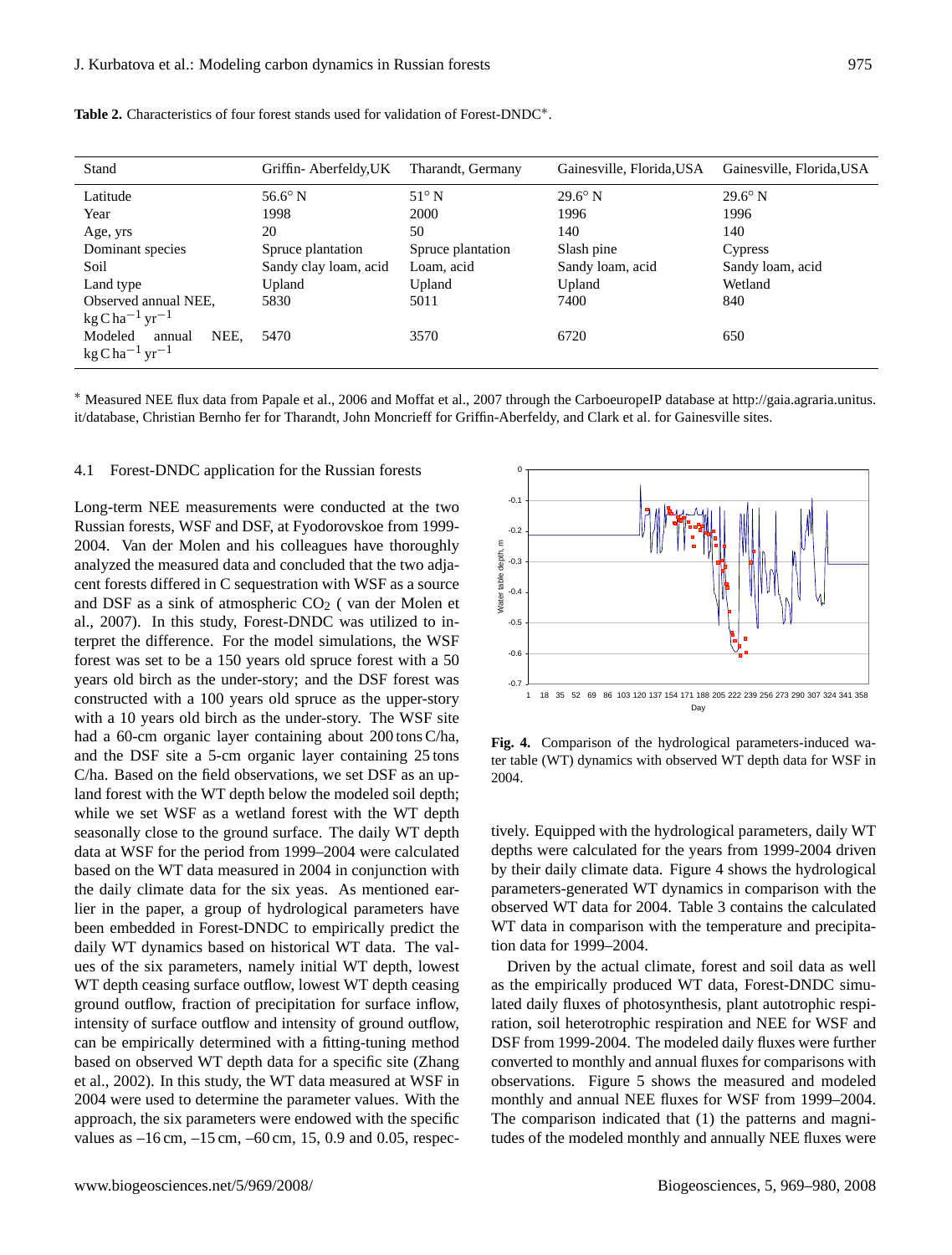**Table 2.** Characteristics of four forest stands used for validation of Forest-DNDC*.

| Stand | Griffin- Aberfeldy,UK | Tharandt, Germany | Gainesville, Florida,USA | Gainesville, Florida,USA |
|---|---|---|---|---|
| Latitude | 56.6° N | 51° N | 29.6° N | 29.6° N |
| Year | 1998 | 2000 | 1996 | 1996 |
| Age, yrs | 20 | 50 | 140 | 140 |
| Dominant species | Spruce plantation | Spruce plantation | Slash pine | Cypress |
| Soil | Sandy clay loam, acid | Loam, acid | Sandy loam, acid | Sandy loam, acid |
| Land type | Upland | Upland | Upland | Wetland |
| Observed annual NEE, $kg\,C\,ha^{-1}\,yr^{-1}$ | 5830 | 5011 | 7400 | 840 |
| Modeled annual NEE, $kg\,C\,ha^{-1}\,yr^{-1}$ | 5470 | 3570 | 6720 | 650 |

* Measured NEE flux data from Papale et al., 2006 and Moffat et al., 2007 through the CarboeuropeIP database at http://gaia.agraria.unitus.it/database, Christian Bernho fer for Tharandt, John Moncrieff for Griffin-Aberfeldy, and Clark et al. for Gainesville sites.

### 4.1 Forest-DNDC application for the Russian forests

Long-term NEE measurements were conducted at the two Russian forests, WSF and DSF, at Fyodorovskoe from 1999-2004. Van der Molen and his colleagues have thoroughly analyzed the measured data and concluded that the two adjacent forests differed in C sequestration with WSF as a source and DSF as a sink of atmospheric $CO_2$ ( van der Molen et al., 2007). In this study, Forest-DNDC was utilized to interpret the difference. For the model simulations, the WSF forest was set to be a 150 years old spruce forest with a 50 years old birch as the under-story; and the DSF forest was constructed with a 100 years old spruce as the upper-story with a 10 years old birch as the under-story. The WSF site had a 60-cm organic layer containing about 200 tons C/ha, and the DSF site a 5-cm organic layer containing 25 tons C/ha. Based on the field observations, we set DSF as an upland forest with the WT depth below the modeled soil depth; while we set WSF as a wetland forest with the WT depth seasonally close to the ground surface. The daily WT depth data at WSF for the period from 1999–2004 were calculated based on the WT data measured in 2004 in conjunction with the daily climate data for the six yeas. As mentioned earlier in the paper, a group of hydrological parameters have been embedded in Forest-DNDC to empirically predict the daily WT dynamics based on historical WT data. The values of the six parameters, namely initial WT depth, lowest WT depth ceasing surface outflow, lowest WT depth ceasing ground outflow, fraction of precipitation for surface inflow, intensity of surface outflow and intensity of ground outflow, can be empirically determined with a fitting-tuning method based on observed WT depth data for a specific site (Zhang et al., 2002). In this study, the WT data measured at WSF in 2004 were used to determine the parameter values. With the approach, the six parameters were endowed with the specific values as –16 cm, –15 cm, –60 cm, 15, 0.9 and 0.05, respectively. Equipped with the hydrological parameters, daily WT depths were calculated for the years from 1999-2004 driven by their daily climate data. Figure 4 shows the hydrological parameters-generated WT dynamics in comparison with the observed WT data for 2004. Table 3 contains the calculated WT data in comparison with the temperature and precipitation data for 1999–2004.

**Fig. 4.** Comparison of the hydrological parameters-induced water table (WT) dynamics with observed WT depth data for WSF in 2004.

Driven by the actual climate, forest and soil data as well as the empirically produced WT data, Forest-DNDC simulated daily fluxes of photosynthesis, plant autotrophic respiration, soil heterotrophic respiration and NEE for WSF and DSF from 1999-2004. The modeled daily fluxes were further converted to monthly and annual fluxes for comparisons with observations. Figure 5 shows the measured and modeled monthly and annual NEE fluxes for WSF from 1999–2004. The comparison indicated that (1) the patterns and magnitudes of the modeled monthly and annually NEE fluxes were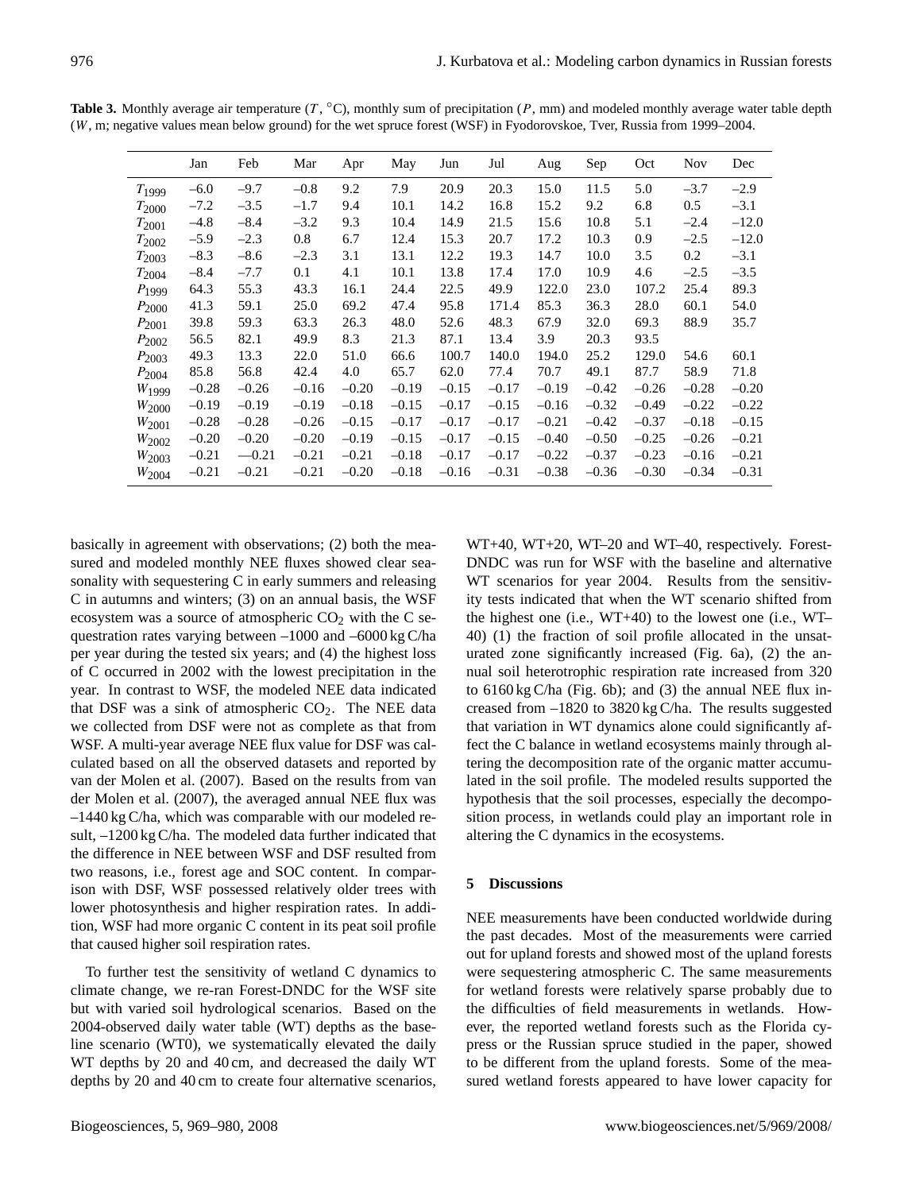**Table 3.** Monthly average air temperature ($T$, °C), monthly sum of precipitation ($P$, mm) and modeled monthly average water table depth ($W$, m; negative values mean below ground) for the wet spruce forest (WSF) in Fyodorovskoe, Tver, Russia from 1999–2004.

| | Jan | Feb | Mar | Apr | May | Jun | Jul | Aug | Sep | Oct | Nov | Dec |
|---|---|---|---|---|---|---|---|---|---|---|---|---|
| $T_{1999}$ | –6.0 | –9.7 | –0.8 | 9.2 | 7.9 | 20.9 | 20.3 | 15.0 | 11.5 | 5.0 | –3.7 | –2.9 |
| $T_{2000}$ | –7.2 | –3.5 | –1.7 | 9.4 | 10.1 | 14.2 | 16.8 | 15.2 | 9.2 | 6.8 | 0.5 | –3.1 |
| $T_{2001}$ | –4.8 | –8.4 | –3.2 | 9.3 | 10.4 | 14.9 | 21.5 | 15.6 | 10.8 | 5.1 | –2.4 | –12.0 |
| $T_{2002}$ | –5.9 | –2.3 | 0.8 | 6.7 | 12.4 | 15.3 | 20.7 | 17.2 | 10.3 | 0.9 | –2.5 | –12.0 |
| $T_{2003}$ | –8.3 | –8.6 | –2.3 | 3.1 | 13.1 | 12.2 | 19.3 | 14.7 | 10.0 | 3.5 | 0.2 | –3.1 |
| $T_{2004}$ | –8.4 | –7.7 | 0.1 | 4.1 | 10.1 | 13.8 | 17.4 | 17.0 | 10.9 | 4.6 | –2.5 | –3.5 |
| $P_{1999}$ | 64.3 | 55.3 | 43.3 | 16.1 | 24.4 | 22.5 | 49.9 | 122.0 | 23.0 | 107.2 | 25.4 | 89.3 |
| $P_{2000}$ | 41.3 | 59.1 | 25.0 | 69.2 | 47.4 | 95.8 | 171.4 | 85.3 | 36.3 | 28.0 | 60.1 | 54.0 |
| $P_{2001}$ | 39.8 | 59.3 | 63.3 | 26.3 | 48.0 | 52.6 | 48.3 | 67.9 | 32.0 | 69.3 | 88.9 | 35.7 |
| $P_{2002}$ | 56.5 | 82.1 | 49.9 | 8.3 | 21.3 | 87.1 | 13.4 | 3.9 | 20.3 | 93.5 | | |
| $P_{2003}$ | 49.3 | 13.3 | 22.0 | 51.0 | 66.6 | 100.7 | 140.0 | 194.0 | 25.2 | 129.0 | 54.6 | 60.1 |
| $P_{2004}$ | 85.8 | 56.8 | 42.4 | 4.0 | 65.7 | 62.0 | 77.4 | 70.7 | 49.1 | 87.7 | 58.9 | 71.8 |
| $W_{1999}$ | –0.28 | –0.26 | –0.16 | –0.20 | –0.19 | –0.15 | –0.17 | –0.19 | –0.42 | –0.26 | –0.28 | –0.20 |
| $W_{2000}$ | –0.19 | –0.19 | –0.19 | –0.18 | –0.15 | –0.17 | –0.15 | –0.16 | –0.32 | –0.49 | –0.22 | –0.22 |
| $W_{2001}$ | –0.28 | –0.28 | –0.26 | –0.15 | –0.17 | –0.17 | –0.17 | –0.21 | –0.42 | –0.37 | –0.18 | –0.15 |
| $W_{2002}$ | –0.20 | –0.20 | –0.20 | –0.19 | –0.15 | –0.17 | –0.15 | –0.40 | –0.50 | –0.25 | –0.26 | –0.21 |
| $W_{2003}$ | –0.21 | —0.21 | –0.21 | –0.21 | –0.18 | –0.17 | –0.17 | –0.22 | –0.37 | –0.23 | –0.16 | –0.21 |
| $W_{2004}$ | –0.21 | –0.21 | –0.21 | –0.20 | –0.18 | –0.16 | –0.31 | –0.38 | –0.36 | –0.30 | –0.34 | –0.31 |

basically in agreement with observations; (2) both the measured and modeled monthly NEE fluxes showed clear seasonality with sequestering C in early summers and releasing C in autumns and winters; (3) on an annual basis, the WSF ecosystem was a source of atmospheric $CO_2$ with the C sequestration rates varying between –1000 and –6000 kg C/ha per year during the tested six years; and (4) the highest loss of C occurred in 2002 with the lowest precipitation in the year. In contrast to WSF, the modeled NEE data indicated that DSF was a sink of atmospheric $CO_2$. The NEE data we collected from DSF were not as complete as that from WSF. A multi-year average NEE flux value for DSF was calculated based on all the observed datasets and reported by van der Molen et al. (2007). Based on the results from van der Molen et al. (2007), the averaged annual NEE flux was –1440 kg C/ha, which was comparable with our modeled result, –1200 kg C/ha. The modeled data further indicated that the difference in NEE between WSF and DSF resulted from two reasons, i.e., forest age and SOC content. In comparison with DSF, WSF possessed relatively older trees with lower photosynthesis and higher respiration rates. In addition, WSF had more organic C content in its peat soil profile that caused higher soil respiration rates.

To further test the sensitivity of wetland C dynamics to climate change, we re-ran Forest-DNDC for the WSF site but with varied soil hydrological scenarios. Based on the 2004-observed daily water table (WT) depths as the baseline scenario (WT0), we systematically elevated the daily WT depths by 20 and 40 cm, and decreased the daily WT depths by 20 and 40 cm to create four alternative scenarios, WT+40, WT+20, WT–20 and WT–40, respectively. Forest-DNDC was run for WSF with the baseline and alternative WT scenarios for year 2004. Results from the sensitivity tests indicated that when the WT scenario shifted from the highest one (i.e., WT+40) to the lowest one (i.e., WT–40) (1) the fraction of soil profile allocated in the unsaturated zone significantly increased (Fig. 6a), (2) the annual soil heterotrophic respiration rate increased from 320 to 6160 kg C/ha (Fig. 6b); and (3) the annual NEE flux increased from –1820 to 3820 kg C/ha. The results suggested that variation in WT dynamics alone could significantly affect the C balance in wetland ecosystems mainly through altering the decomposition rate of the organic matter accumulated in the soil profile. The modeled results supported the hypothesis that the soil processes, especially the decomposition process, in wetlands could play an important role in altering the C dynamics in the ecosystems.

## 5 Discussions

NEE measurements have been conducted worldwide during the past decades. Most of the measurements were carried out for upland forests and showed most of the upland forests were sequestering atmospheric C. The same measurements for wetland forests were relatively sparse probably due to the difficulties of field measurements in wetlands. However, the reported wetland forests such as the Florida cypress or the Russian spruce studied in the paper, showed to be different from the upland forests. Some of the measured wetland forests appeared to have lower capacity for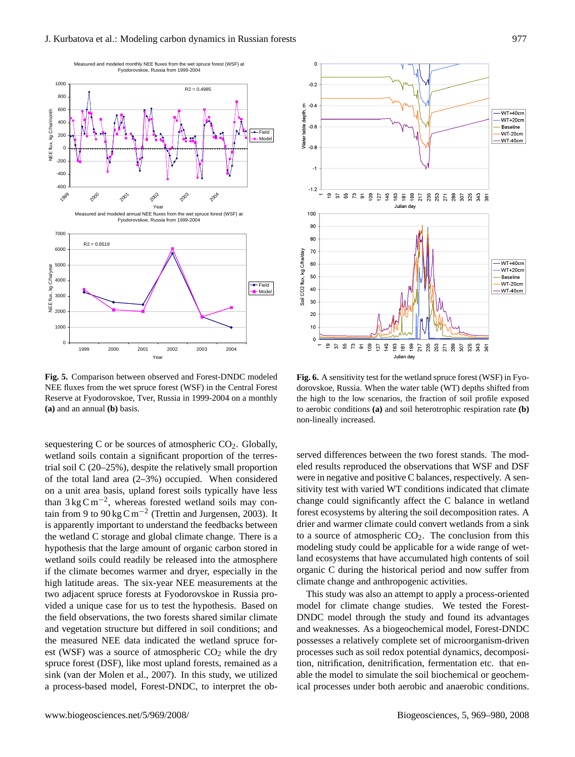Measured and modeled monthly NEE fluxes from the wet spruce forest (WSF) at Fyodorovskoe, Russia from 1999-2004

R2 = 0.4985

NEE flux, kg C/ha/month

1000
800
600
400
200
0
-200
-400
-600

1999
2000
2001
2002
2003
2004

Year

Field
Model

Measured and modeled annual NEE fluxes from the wet spruce forest (WSF) at Fyodorovskoe, Russia from 1999-2004

R2 = 0.8519

NEE flux, kg C/ha/year

7000
6000
5000
4000
3000
2000
1000
0

1999
2000
2001
2002
2003
2004

Year

Field
Model

**Fig. 5.** Comparison between observed and Forest-DNDC modeled NEE fluxes from the wet spruce forest (WSF) in the Central Forest Reserve at Fyodorovskoe, Tver, Russia in 1999-2004 on a monthly **(a)** and an annual **(b)** basis.

Water table depth, m

0
-0.2
-0.4
-0.6
-0.8
-1
-1.2

1 19 37 55 73 91 109 127 145 163 181 199 217 235 253 271 289 307 325 343 361

Julian day

WT+40cm
WT+20cm
Baseline
WT-20cm
WT-40cm

Soil CO2 flux, kg C/ha/day

100
90
80
70
60
50
40
30
20
10
0

1 19 37 55 73 91 109 127 145 163 181 199 217 235 253 271 289 307 325 343 361

Julian day

WT+40cm
WT+20cm
Baseline
WT-20cm
WT-40cm

**Fig. 6.** A sensitivity test for the wetland spruce forest (WSF) in Fyodorovskoe, Russia. When the water table (WT) depths shifted from the high to the low scenarios, the fraction of soil profile exposed to aerobic conditions **(a)** and soil heterotrophic respiration rate **(b)** non-lineally increased.

sequestering C or be sources of atmospheric $CO_2$. Globally, wetland soils contain a significant proportion of the terrestrial soil C (20–25%), despite the relatively small proportion of the total land area (2–3%) occupied. When considered on a unit area basis, upland forest soils typically have less than 3 kg C $m^{-2}$, whereas forested wetland soils may contain from 9 to 90 kg C $m^{-2}$ (Trettin and Jurgensen, 2003). It is apparently important to understand the feedbacks between the wetland C storage and global climate change. There is a hypothesis that the large amount of organic carbon stored in wetland soils could readily be released into the atmosphere if the climate becomes warmer and dryer, especially in the high latitude areas. The six-year NEE measurements at the two adjacent spruce forests at Fyodorovskoe in Russia provided a unique case for us to test the hypothesis. Based on the field observations, the two forests shared similar climate and vegetation structure but differed in soil conditions; and the measured NEE data indicated the wetland spruce forest (WSF) was a source of atmospheric $CO_2$ while the dry spruce forest (DSF), like most upland forests, remained as a sink (van der Molen et al., 2007). In this study, we utilized a process-based model, Forest-DNDC, to interpret the observed differences between the two forest stands. The modeled results reproduced the observations that WSF and DSF were in negative and positive C balances, respectively. A sensitivity test with varied WT conditions indicated that climate change could significantly affect the C balance in wetland forest ecosystems by altering the soil decomposition rates. A drier and warmer climate could convert wetlands from a sink to a source of atmospheric $CO_2$. The conclusion from this modeling study could be applicable for a wide range of wetland ecosystems that have accumulated high contents of soil organic C during the historical period and now suffer from climate change and anthropogenic activities.

This study was also an attempt to apply a process-oriented model for climate change studies. We tested the Forest-DNDC model through the study and found its advantages and weaknesses. As a biogeochemical model, Forest-DNDC possesses a relatively complete set of microorganism-driven processes such as soil redox potential dynamics, decomposition, nitrification, denitrification, fermentation etc. that enable the model to simulate the soil biochemical or geochemical processes under both aerobic and anaerobic conditions.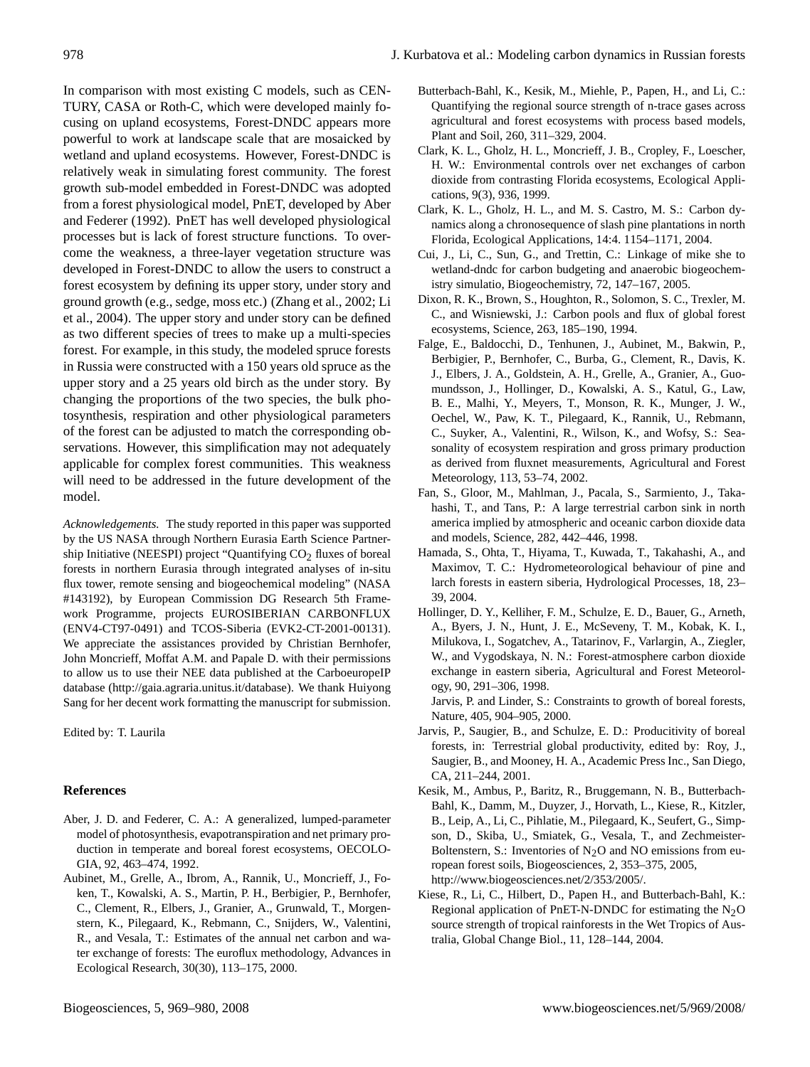In comparison with most existing C models, such as CENTURY, CASA or Roth-C, which were developed mainly focusing on upland ecosystems, Forest-DNDC appears more powerful to work at landscape scale that are mosaicked by wetland and upland ecosystems. However, Forest-DNDC is relatively weak in simulating forest community. The forest growth sub-model embedded in Forest-DNDC was adopted from a forest physiological model, PnET, developed by Aber and Federer (1992). PnET has well developed physiological processes but is lack of forest structure functions. To overcome the weakness, a three-layer vegetation structure was developed in Forest-DNDC to allow the users to construct a forest ecosystem by defining its upper story, under story and ground growth (e.g., sedge, moss etc.) (Zhang et al., 2002; Li et al., 2004). The upper story and under story can be defined as two different species of trees to make up a multi-species forest. For example, in this study, the modeled spruce forests in Russia were constructed with a 150 years old spruce as the upper story and a 25 years old birch as the under story. By changing the proportions of the two species, the bulk photosynthesis, respiration and other physiological parameters of the forest can be adjusted to match the corresponding observations. However, this simplification may not adequately applicable for complex forest communities. This weakness will need to be addressed in the future development of the model.

*Acknowledgements.* The study reported in this paper was supported by the US NASA through Northern Eurasia Earth Science Partnership Initiative (NEESPI) project "Quantifying $CO_2$ fluxes of boreal forests in northern Eurasia through integrated analyses of in-situ flux tower, remote sensing and biogeochemical modeling" (NASA #143192), by European Commission DG Research 5th Framework Programme, projects EUROSIBERIAN CARBONFLUX (ENV4-CT97-0491) and TCOS-Siberia (EVK2-CT-2001-00131). We appreciate the assistances provided by Christian Bernhofer, John Moncrieff, Moffat A.M. and Papale D. with their permissions to allow us to use their NEE data published at the CarboeuropeIP database (http://gaia.agraria.unitus.it/database). We thank Huiyong Sang for her decent work formatting the manuscript for submission.

Edited by: T. Laurila

## References

Aber, J. D. and Federer, C. A.: A generalized, lumped-parameter model of photosynthesis, evapotranspiration and net primary production in temperate and boreal forest ecosystems, OECOLOGIA, 92, 463–474, 1992.

Aubinet, M., Grelle, A., Ibrom, A., Rannik, U., Moncrieff, J., Foken, T., Kowalski, A. S., Martin, P. H., Berbigier, P., Bernhofer, C., Clement, R., Elbers, J., Granier, A., Grunwald, T., Morgenstern, K., Pilegaard, K., Rebmann, C., Snijders, W., Valentini, R., and Vesala, T.: Estimates of the annual net carbon and water exchange of forests: The euroflux methodology, Advances in Ecological Research, 30(30), 113–175, 2000.

Butterbach-Bahl, K., Kesik, M., Miehle, P., Papen, H., and Li, C.: Quantifying the regional source strength of n-trace gases across agricultural and forest ecosystems with process based models, Plant and Soil, 260, 311–329, 2004.

Clark, K. L., Gholz, H. L., Moncrieff, J. B., Cropley, F., Loescher, H. W.: Environmental controls over net exchanges of carbon dioxide from contrasting Florida ecosystems, Ecological Applications, 9(3), 936, 1999.

Clark, K. L., Gholz, H. L., and M. S. Castro, M. S.: Carbon dynamics along a chronosequence of slash pine plantations in north Florida, Ecological Applications, 14:4. 1154–1171, 2004.

Cui, J., Li, C., Sun, G., and Trettin, C.: Linkage of mike she to wetland-dndc for carbon budgeting and anaerobic biogeochemistry simulatio, Biogeochemistry, 72, 147–167, 2005.

Dixon, R. K., Brown, S., Houghton, R., Solomon, S. C., Trexler, M. C., and Wisniewski, J.: Carbon pools and flux of global forest ecosystems, Science, 263, 185–190, 1994.

Falge, E., Baldocchi, D., Tenhunen, J., Aubinet, M., Bakwin, P., Berbigier, P., Bernhofer, C., Burba, G., Clement, R., Davis, K. J., Elbers, J. A., Goldstein, A. H., Grelle, A., Granier, A., Guomundsson, J., Hollinger, D., Kowalski, A. S., Katul, G., Law, B. E., Malhi, Y., Meyers, T., Monson, R. K., Munger, J. W., Oechel, W., Paw, K. T., Pilegaard, K., Rannik, U., Rebmann, C., Suyker, A., Valentini, R., Wilson, K., and Wofsy, S.: Seasonality of ecosystem respiration and gross primary production as derived from fluxnet measurements, Agricultural and Forest Meteorology, 113, 53–74, 2002.

Fan, S., Gloor, M., Mahlman, J., Pacala, S., Sarmiento, J., Takahashi, T., and Tans, P.: A large terrestrial carbon sink in north america implied by atmospheric and oceanic carbon dioxide data and models, Science, 282, 442–446, 1998.

Hamada, S., Ohta, T., Hiyama, T., Kuwada, T., Takahashi, A., and Maximov, T. C.: Hydrometeorological behaviour of pine and larch forests in eastern siberia, Hydrological Processes, 18, 23–39, 2004.

Hollinger, D. Y., Kelliher, F. M., Schulze, E. D., Bauer, G., Arneth, A., Byers, J. N., Hunt, J. E., McSeveny, T. M., Kobak, K. I., Milukova, I., Sogatchev, A., Tatarinov, F., Varlargin, A., Ziegler, W., and Vygodskaya, N. N.: Forest-atmosphere carbon dioxide exchange in eastern siberia, Agricultural and Forest Meteorology, 90, 291–306, 1998.

Jarvis, P. and Linder, S.: Constraints to growth of boreal forests, Nature, 405, 904–905, 2000.

Jarvis, P., Saugier, B., and Schulze, E. D.: Producitivity of boreal forests, in: Terrestrial global productivity, edited by: Roy, J., Saugier, B., and Mooney, H. A., Academic Press Inc., San Diego, CA, 211–244, 2001.

Kesik, M., Ambus, P., Baritz, R., Bruggemann, N. B., Butterbach-Bahl, K., Damm, M., Duyzer, J., Horvath, L., Kiese, R., Kitzler, B., Leip, A., Li, C., Pihlatie, M., Pilegaard, K., Seufert, G., Simpson, D., Skiba, U., Smiatek, G., Vesala, T., and Zechmeister-Boltenstern, S.: Inventories of $N_2O$ and NO emissions from european forest soils, Biogeosciences, 2, 353–375, 2005, http://www.biogeosciences.net/2/353/2005/.

Kiese, R., Li, C., Hilbert, D., Papen H., and Butterbach-Bahl, K.: Regional application of PnET-N-DNDC for estimating the $N_2O$ source strength of tropical rainforests in the Wet Tropics of Australia, Global Change Biol., 11, 128–144, 2004.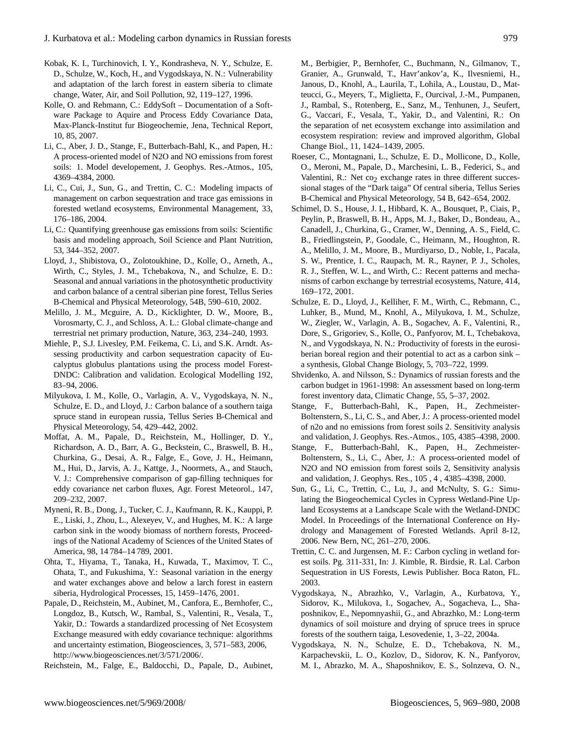Kobak, K. I., Turchinovich, I. Y., Kondrasheva, N. Y., Schulze, E. D., Schulze, W., Koch, H., and Vygodskaya, N. N.: Vulnerability and adaptation of the larch forest in eastern siberia to climate change, Water, Air, and Soil Pollution, 92, 119–127, 1996.

Kolle, O. and Rebmann, C.: EddySoft – Documentation of a Software Package to Aquire and Process Eddy Covariance Data, Max-Planck-Institut fur Biogeochemie, Jena, Technical Report, 10, 85, 2007.

Li, C., Aber, J. D., Stange, F., Butterbach-Bahl, K., and Papen, H.: A process-oriented model of N2O and NO emissions from forest soils: 1. Model developement, J. Geophys. Res.-Atmos., 105, 4369–4384, 2000.

Li, C., Cui, J., Sun, G., and Trettin, C. C.: Modeling impacts of management on carbon sequestration and trace gas emissions in forested wetland ecosystems, Environmental Management, 33, 176–186, 2004.

Li, C.: Quantifying greenhouse gas emissions from soils: Scientific basis and modeling approach, Soil Science and Plant Nutrition, 53, 344–352, 2007.

Lloyd, J., Shibistova, O., Zolotoukhine, D., Kolle, O., Arneth, A., Wirth, C., Styles, J. M., Tchebakova, N., and Schulze, E. D.: Seasonal and annual variations in the photosynthetic productivity and carbon balance of a central siberian pine forest, Tellus Series B-Chemical and Physical Meteorology, 54B, 590–610, 2002.

Melillo, J. M., Mcguire, A. D., Kicklighter, D. W., Moore, B., Vorosmarty, C. J., and Schloss, A. L.: Global climate-change and terrestrial net primary production, Nature, 363, 234–240, 1993.

Miehle, P., S.J. Livesley, P.M. Feikema, C. Li, and S.K. Arndt. Assessing productivity and carbon sequestration capacity of Eucalyptus globulus plantations using the process model Forest-DNDC: Calibration and validation. Ecological Modelling 192, 83–94, 2006.

Milyukova, I. M., Kolle, O., Varlagin, A. V., Vygodskaya, N. N., Schulze, E. D., and Lloyd, J.: Carbon balance of a southern taiga spruce stand in european russia, Tellus Series B-Chemical and Physical Meteorology, 54, 429–442, 2002.

Moffat, A. M., Papale, D., Reichstein, M., Hollinger, D. Y., Richardson, A. D., Barr, A. G., Beckstein, C., Braswell, B. H., Churkina, G., Desai, A. R., Falge, E., Gove, J. H., Heimann, M., Hui, D., Jarvis, A. J., Kattge, J., Noormets, A., and Stauch, V. J.: Comprehensive comparison of gap-filling techniques for eddy covariance net carbon fluxes, Agr. Forest Meteorol., 147, 209–232, 2007.

Myneni, R. B., Dong, J., Tucker, C. J., Kaufmann, R. K., Kauppi, P. E., Liski, J., Zhou, L., Alexeyev, V., and Hughes, M. K.: A large carbon sink in the woody biomass of northern forests, Proceedings of the National Academy of Sciences of the United States of America, 98, 14 784–14 789, 2001.

Ohta, T., Hiyama, T., Tanaka, H., Kuwada, T., Maximov, T. C., Ohata, T., and Fukushima, Y.: Seasonal variation in the energy and water exchanges above and below a larch forest in eastern siberia, Hydrological Processes, 15, 1459–1476, 2001.

Papale, D., Reichstein, M., Aubinet, M., Canfora, E., Bernhofer, C., Longdoz, B., Kutsch, W., Rambal, S., Valentini, R., Vesala, T., Yakir, D.: Towards a standardized processing of Net Ecosystem Exchange measured with eddy covariance technique: algorithms and uncertainty estimation, Biogeosciences, 3, 571–583, 2006, http://www.biogeosciences.net/3/571/2006/.

Reichstein, M., Falge, E., Baldocchi, D., Papale, D., Aubinet, M., Berbigier, P., Bernhofer, C., Buchmann, N., Gilmanov, T., Granier, A., Grunwald, T., Havr'ankov'a, K., Ilvesniemi, H., Janous, D., Knohl, A., Laurila, T., Lohila, A., Loustau, D., Matteucci, G., Meyers, T., Miglietta, F., Ourcival, J.-M., Pumpanen, J., Rambal, S., Rotenberg, E., Sanz, M., Tenhunen, J., Seufert, G., Vaccari, F., Vesala, T., Yakir, D., and Valentini, R.: On the separation of net ecosystem exchange into assimilation and ecosystem respiration: review and improved algorithm, Global Change Biol., 11, 1424–1439, 2005.

Roeser, C., Montagnani, L., Schulze, E. D., Mollicone, D., Kolle, O., Meroni, M., Papale, D., Marchesini, L. B., Federici, S., and Valentini, R.: Net $co_2$ exchange rates in three different successional stages of the "Dark taiga" Of central siberia, Tellus Series B-Chemical and Physical Meteorology, 54 B, 642–654, 2002.

Schimel, D. S., House, J. I., Hibbard, K. A., Bousquet, P., Ciais, P., Peylin, P., Braswell, B. H., Apps, M. J., Baker, D., Bondeau, A., Canadell, J., Churkina, G., Cramer, W., Denning, A. S., Field, C. B., Friedlingstein, P., Goodale, C., Heimann, M., Houghton, R. A., Melillo, J. M., Moore, B., Murdiyarso, D., Noble, I., Pacala, S. W., Prentice, I. C., Raupach, M. R., Rayner, P. J., Scholes, R. J., Steffen, W. L., and Wirth, C.: Recent patterns and mechanisms of carbon exchange by terrestrial ecosystems, Nature, 414, 169–172, 2001.

Schulze, E. D., Lloyd, J., Kelliher, F. M., Wirth, C., Rebmann, C., Luhker, B., Mund, M., Knohl, A., Milyukova, I. M., Schulze, W., Ziegler, W., Varlagin, A. B., Sogachev, A. F., Valentini, R., Dore, S., Grigoriev, S., Kolle, O., Panfyorov, M. I., Tchebakova, N., and Vygodskaya, N. N.: Productivity of forests in the eurosiberian boreal region and their potential to act as a carbon sink – a synthesis, Global Change Biology, 5, 703–722, 1999.

Shvidenko, A. and Nilsson, S.: Dynamics of russian forests and the carbon budget in 1961-1998: An assessment based on long-term forest inventory data, Climatic Change, 55, 5–37, 2002.

Stange, F., Butterbach-Bahl, K., Papen, H., Zechmeister-Boltenstern, S., Li, C. S., and Aber, J.: A process-oriented model of n2o and no emissions from forest soils 2. Sensitivity analysis and validation, J. Geophys. Res.-Atmos., 105, 4385–4398, 2000.

Stange, F., Butterbach-Bahl, K., Papen, H., Zechmeister-Boltenstern, S., Li, C., Aber, J.: A process-oriented model of N2O and NO emission from forest soils 2, Sensitivity analysis and validation, J. Geophys. Res., 105 , 4 , 4385–4398, 2000.

Sun, G., Li, C., Trettin, C., Lu, J., and McNulty, S. G.: Simulating the Biogeochemical Cycles in Cypress Wetland-Pine Upland Ecosystems at a Landscape Scale with the Wetland-DNDC Model. In Proceedings of the International Conference on Hydrology and Management of Forested Wetlands. April 8-12, 2006. New Bern, NC, 261–270, 2006.

Trettin, C. C. and Jurgensen, M. F.: Carbon cycling in wetland forest soils. Pg. 311-331, In: J. Kimble, R. Birdsie, R. Lal. Carbon Sequestration in US Forests, Lewis Publisher. Boca Raton, FL. 2003.

Vygodskaya, N., Abrazhko, V., Varlagin, A., Kurbatova, Y., Sidorov, K., Milukova, I., Sogachev, A., Sogacheva, L., Shaposhnikov, E., Nepomnyashii, G., and Abrazhko, M.: Long-term dynamics of soil moisture and drying of spruce trees in spruce forests of the southern taiga, Lesovedenie, 1, 3–22, 2004a.

Vygodskaya, N. N., Schulze, E. D., Tchebakova, N. M., Karpachevskii, L. O., Kozlov, D., Sidorov, K. N., Panfyorov, M. I., Abrazko, M. A., Shaposhnikov, E. S., Solnzeva, O. N.,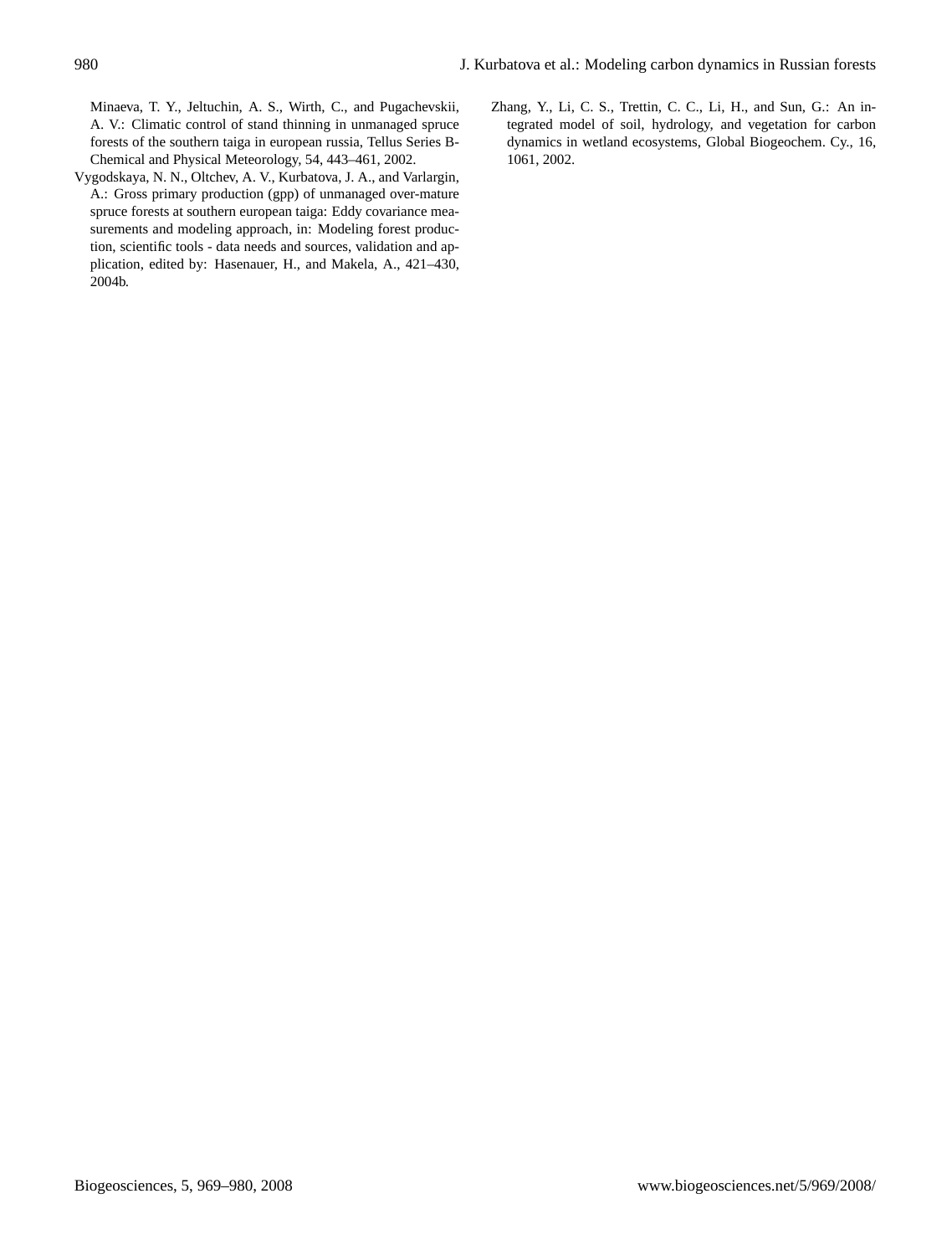Minaeva, T. Y., Jeltuchin, A. S., Wirth, C., and Pugachevskii, A. V.: Climatic control of stand thinning in unmanaged spruce forests of the southern taiga in european russia, Tellus Series B-Chemical and Physical Meteorology, 54, 443–461, 2002.

Vygodskaya, N. N., Oltchev, A. V., Kurbatova, J. A., and Varlargin, A.: Gross primary production (gpp) of unmanaged over-mature spruce forests at southern european taiga: Eddy covariance measurements and modeling approach, in: Modeling forest production, scientific tools - data needs and sources, validation and application, edited by: Hasenauer, H., and Makela, A., 421–430, 2004b.

Zhang, Y., Li, C. S., Trettin, C. C., Li, H., and Sun, G.: An integrated model of soil, hydrology, and vegetation for carbon dynamics in wetland ecosystems, Global Biogeochem. Cy., 16, 1061, 2002.